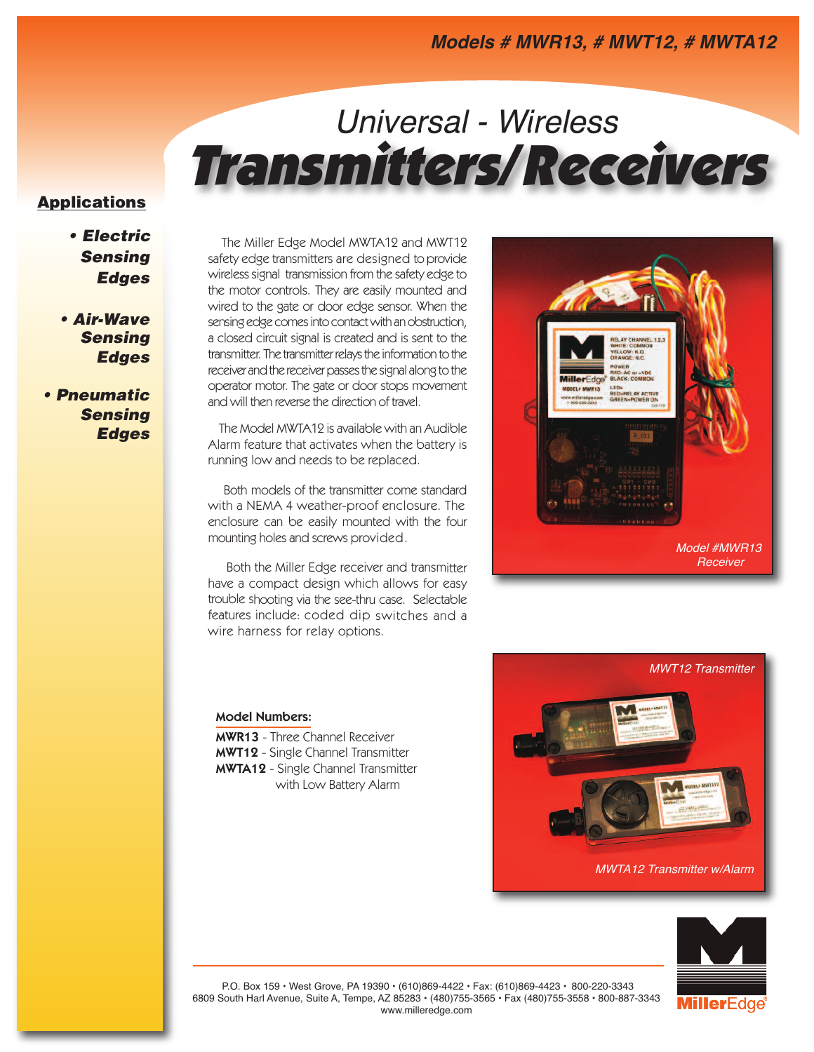Models # MWR13, # MWT12, # MWTA12

# Universal - Wireless Transmitters/Receivers

## Applications

- Electric Sensing Edges
- Air-Wave Sensing Edges
- Pneumatic Sensing Edges

The Miller Edge Model MWTA12 and MWT12 safety edge transmitters are designed to provide wireless signal transmission from the safety edge to the motor controls. They are easily mounted and wired to the gate or door edge sensor. When the sensing edge comes into contact with an obstruction, a closed circuit signal is created and is sent to the transmitter. The transmitter relays the information to the receiver and the receiver passes the signal along to the operator motor. The gate or door stops movement and will then reverse the direction of travel.

The Model MWTA12 is available with an Audible Alarm feature that activates when the battery is running low and needs to be replaced.

Both models of the transmitter come standard with a NEMA 4 weather-proof enclosure. The enclosure can be easily mounted with the four mounting holes and screws provided.

Both the Miller Edge receiver and transmitter have a compact design which allows for easy trouble shooting via the see-thru case. Selectable features include: coded dip switches and a wire harness for relay options.

Model #MWR13 Receiver

**Model Numbers:**

**MWR13** - Three Channel Receiver
**MWT12** - Single Channel Transmitter
**MWTA12** - Single Channel Transmitter with Low Battery Alarm

MWT12 Transmitter

MWTA12 Transmitter w/Alarm

P.O. Box 159 • West Grove, PA 19390 • (610)869-4422 • Fax: (610)869-4423 • 800-220-3343
6809 South Harl Avenue, Suite A, Tempe, AZ 85283 • (480)755-3565 • Fax (480)755-3558 • 800-887-3343
www.milleredge.com

MillerEdge®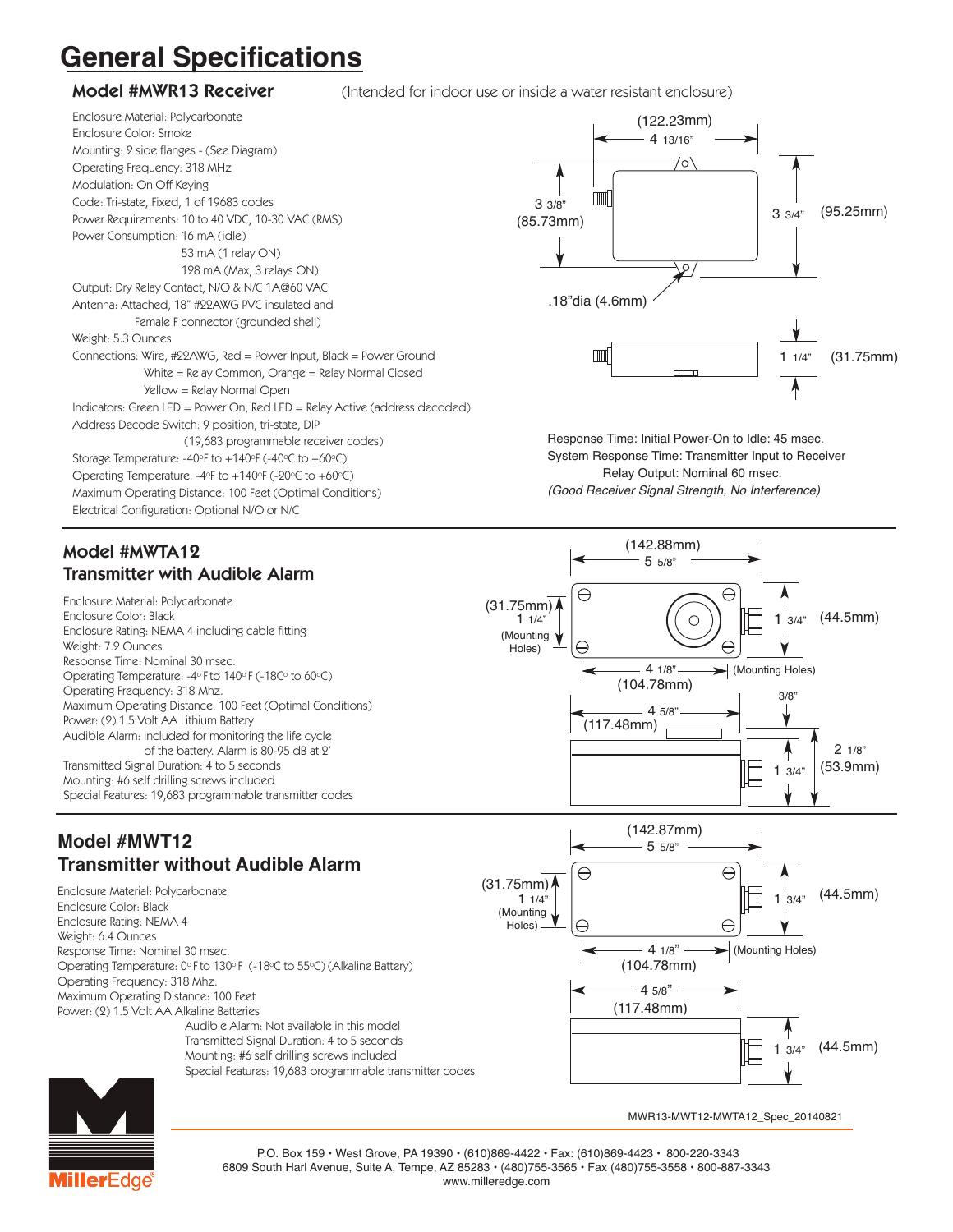# General Specifications

## Model #MWR13 Receiver

(Intended for indoor use or inside a water resistant enclosure)

Enclosure Material: Polycarbonate
Enclosure Color: Smoke
Mounting: 2 side flanges - (See Diagram)
Operating Frequency: 318 MHz
Modulation: On Off Keying
Code: Tri-state, Fixed, 1 of 19683 codes
Power Requirements: 10 to 40 VDC, 10-30 VAC (RMS)
Power Consumption: 16 mA (idle)
53 mA (1 relay ON)
128 mA (Max, 3 relays ON)
Output: Dry Relay Contact, N/O & N/C 1A@60 VAC
Antenna: Attached, 18" #22AWG PVC insulated and
Female F connector (grounded shell)
Weight: 5.3 Ounces
Connections: Wire, #22AWG, Red = Power Input, Black = Power Ground
White = Relay Common, Orange = Relay Normal Closed
Yellow = Relay Normal Open
Indicators: Green LED = Power On, Red LED = Relay Active (address decoded)
Address Decode Switch: 9 position, tri-state, DIP
(19,683 programmable receiver codes)
Storage Temperature: -40°F to +140°F (-40°C to +60°C)
Operating Temperature: -4°F to +140°F (-20°C to +60°C)
Maximum Operating Distance: 100 Feet (Optimal Conditions)
Electrical Configuration: Optional N/O or N/C

(122.23mm)
4 13/16"
3 3/8"
(85.73mm)
3 3/4" (95.25mm)
.18"dia (4.6mm)
1 1/4" (31.75mm)

Response Time: Initial Power-On to Idle: 45 msec.
System Response Time: Transmitter Input to Receiver
Relay Output: Nominal 60 msec.
*(Good Receiver Signal Strength, No Interference)*

## Model #MWTA12 Transmitter with Audible Alarm

Enclosure Material: Polycarbonate
Enclosure Color: Black
Enclosure Rating: NEMA 4 including cable fitting
Weight: 7.2 Ounces
Response Time: Nominal 30 msec.
Operating Temperature: -4°F to 140°F (-18C° to 60°C)
Operating Frequency: 318 Mhz.
Maximum Operating Distance: 100 Feet (Optimal Conditions)
Power: (2) 1.5 Volt AA Lithium Battery
Audible Alarm: Included for monitoring the life cycle
of the battery. Alarm is 80-95 dB at 2'
Transmitted Signal Duration: 4 to 5 seconds
Mounting: #6 self drilling screws included
Special Features: 19,683 programmable transmitter codes

(142.88mm)
5 5/8"
(31.75mm)
1 1/4"
(Mounting Holes)
1 3/4" (44.5mm)
4 1/8" (Mounting Holes)
(104.78mm)
3/8"
4 5/8"
(117.48mm)
2 1/8" (53.9mm)
1 3/4"

## Model #MWT12 Transmitter without Audible Alarm

Enclosure Material: Polycarbonate
Enclosure Color: Black
Enclosure Rating: NEMA 4
Weight: 6.4 Ounces
Response Time: Nominal 30 msec.
Operating Temperature: 0°F to 130°F (-18°C to 55°C) (Alkaline Battery)
Operating Frequency: 318 Mhz.
Maximum Operating Distance: 100 Feet
Power: (2) 1.5 Volt AA Alkaline Batteries
Audible Alarm: Not available in this model
Transmitted Signal Duration: 4 to 5 seconds
Mounting: #6 self drilling screws included
Special Features: 19,683 programmable transmitter codes

(142.87mm)
5 5/8"
(31.75mm)
1 1/4"
(Mounting Holes)
1 3/4" (44.5mm)
4 1/8" (Mounting Holes)
(104.78mm)
4 5/8"
(117.48mm)
1 3/4" (44.5mm)

MillerEdge

MWR13-MWT12-MWTA12_Spec_20140821

P.O. Box 159 • West Grove, PA 19390 • (610)869-4422 • Fax: (610)869-4423 • 800-220-3343
6809 South Harl Avenue, Suite A, Tempe, AZ 85283 • (480)755-3565 • Fax (480)755-3558 • 800-887-3343
www.milleredge.com